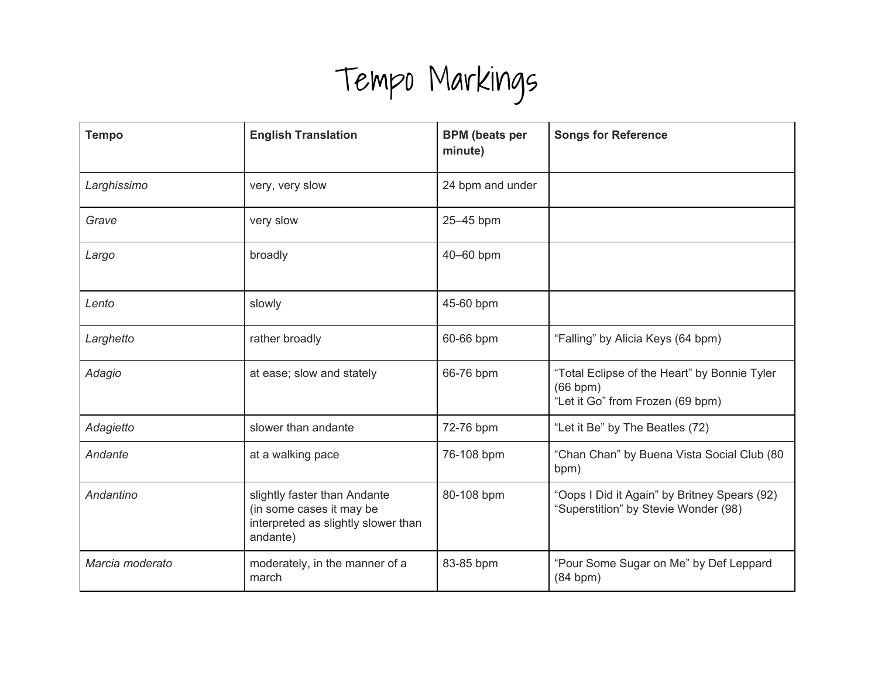# Tempo Markings

| Tempo | English Translation | BPM (beats per minute) | Songs for Reference |
|---|---|---|---|
| *Larghissimo* | very, very slow | 24 bpm and under | |
| *Grave* | very slow | 25–45 bpm | |
| *Largo* | broadly | 40–60 bpm | |
| *Lento* | slowly | 45-60 bpm | |
| *Larghetto* | rather broadly | 60-66 bpm | “Falling” by Alicia Keys (64 bpm) |
| *Adagio* | at ease; slow and stately | 66-76 bpm | “Total Eclipse of the Heart” by Bonnie Tyler (66 bpm)<br>“Let it Go” from Frozen (69 bpm) |
| *Adagietto* | slower than andante | 72-76 bpm | “Let it Be” by The Beatles (72) |
| *Andante* | at a walking pace | 76-108 bpm | “Chan Chan” by Buena Vista Social Club (80 bpm) |
| *Andantino* | slightly faster than Andante (in some cases it may be interpreted as slightly slower than andante) | 80-108 bpm | “Oops I Did it Again” by Britney Spears (92)<br>“Superstition” by Stevie Wonder (98) |
| *Marcia moderato* | moderately, in the manner of a march | 83-85 bpm | “Pour Some Sugar on Me” by Def Leppard (84 bpm) |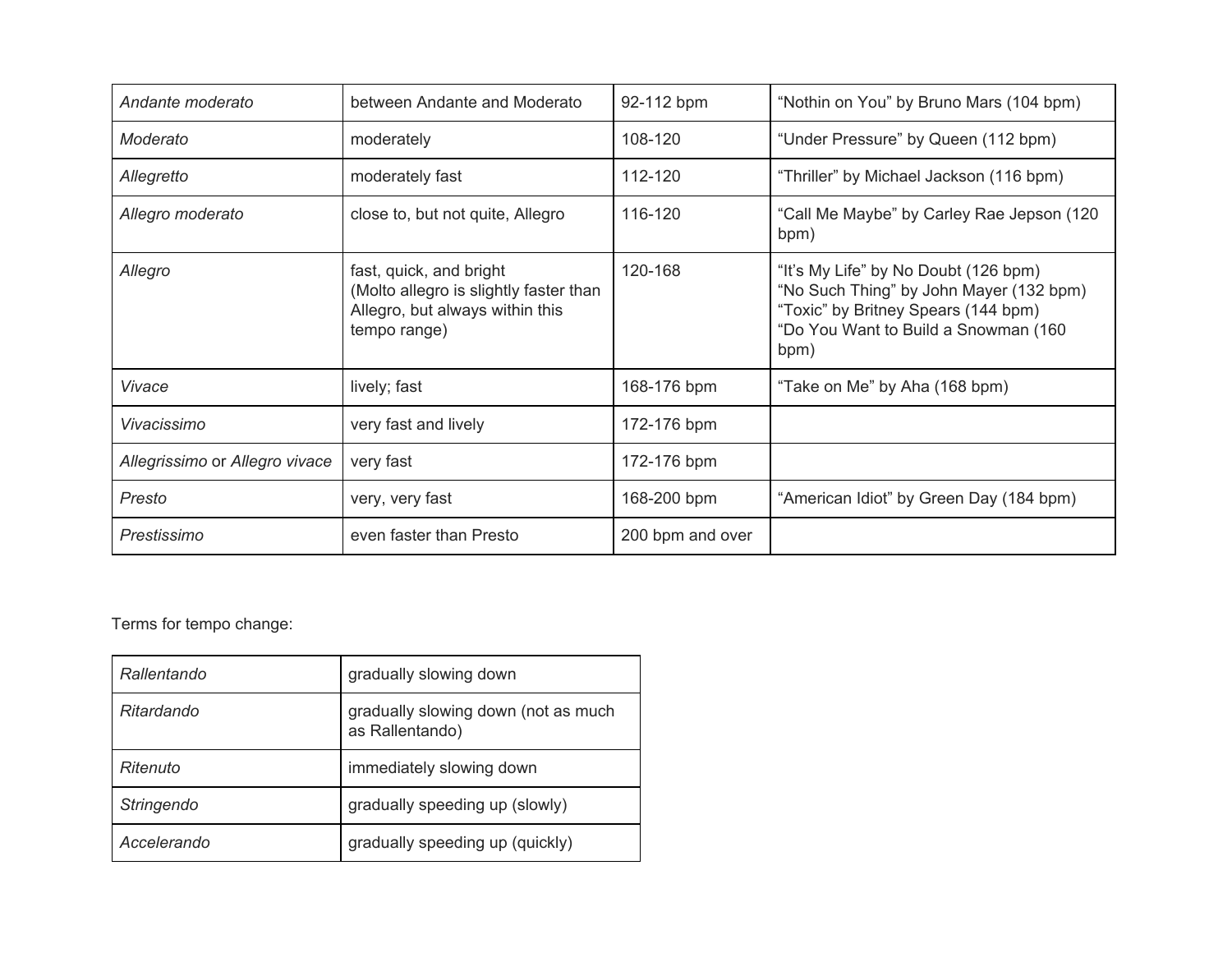| | | | |
|---|---|---|---|
| *Andante moderato* | between Andante and Moderato | 92-112 bpm | "Nothin on You" by Bruno Mars (104 bpm) |
| *Moderato* | moderately | 108-120 | "Under Pressure" by Queen (112 bpm) |
| *Allegretto* | moderately fast | 112-120 | "Thriller" by Michael Jackson (116 bpm) |
| *Allegro moderato* | close to, but not quite, Allegro | 116-120 | "Call Me Maybe" by Carley Rae Jepson (120 bpm) |
| *Allegro* | fast, quick, and bright<br>(Molto allegro is slightly faster than Allegro, but always within this tempo range) | 120-168 | "It's My Life" by No Doubt (126 bpm)<br>"No Such Thing" by John Mayer (132 bpm)<br>"Toxic" by Britney Spears (144 bpm)<br>"Do You Want to Build a Snowman (160 bpm) |
| *Vivace* | lively; fast | 168-176 bpm | "Take on Me" by Aha (168 bpm) |
| *Vivacissimo* | very fast and lively | 172-176 bpm | |
| *Allegrissimo* or *Allegro vivace* | very fast | 172-176 bpm | |
| *Presto* | very, very fast | 168-200 bpm | "American Idiot" by Green Day (184 bpm) |
| *Prestissimo* | even faster than Presto | 200 bpm and over | |

Terms for tempo change:

| | |
|---|---|
| *Rallentando* | gradually slowing down |
| *Ritardando* | gradually slowing down (not as much as Rallentando) |
| *Ritenuto* | immediately slowing down |
| *Stringendo* | gradually speeding up (slowly) |
| *Accelerando* | gradually speeding up (quickly) |